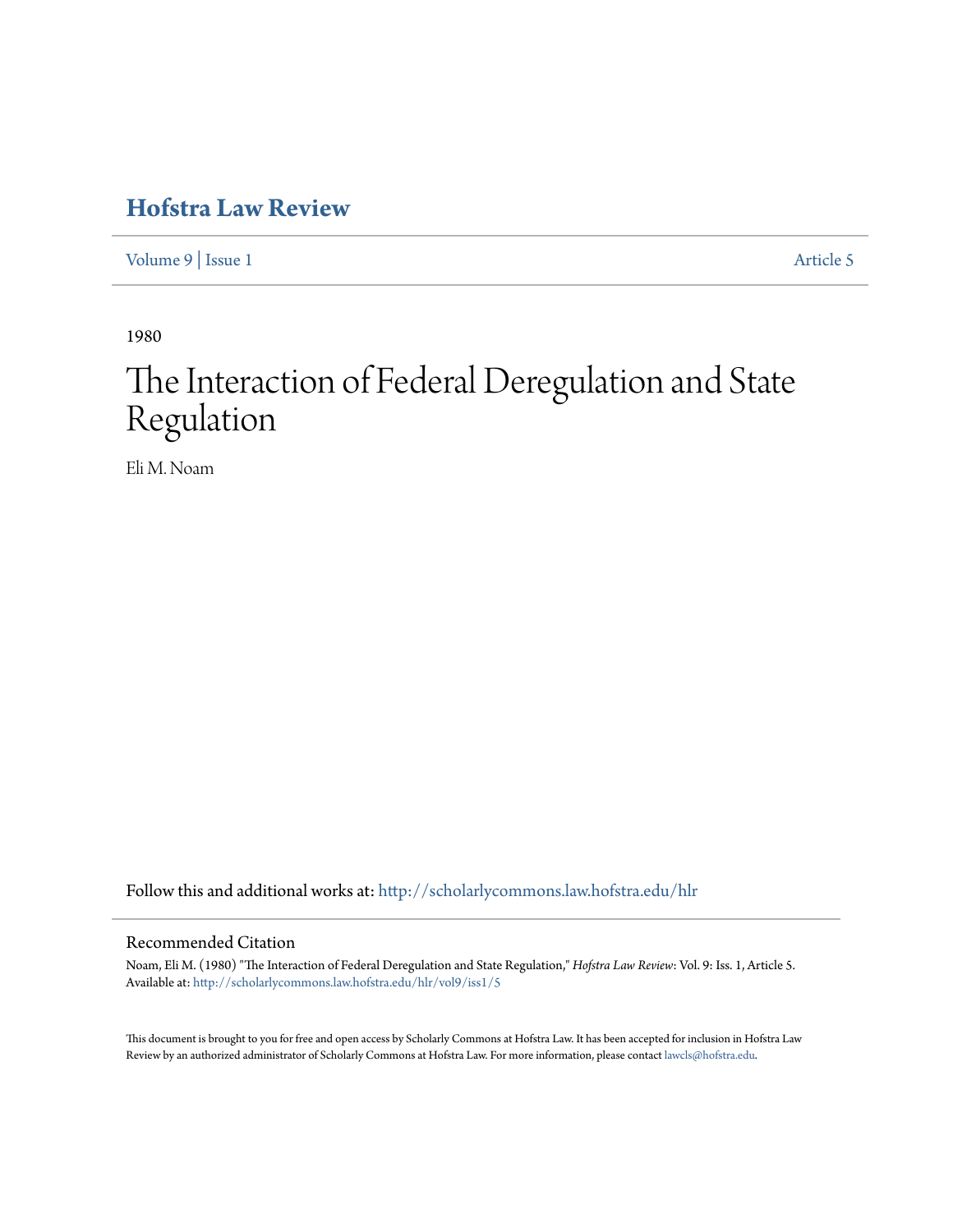# Hofstra Law Review

Volume 9 | Issue 1 Article 5

1980

# The Interaction of Federal Deregulation and State Regulation

Eli M. Noam

Follow this and additional works at: http://scholarlycommons.law.hofstra.edu/hlr

## Recommended Citation

Noam, Eli M. (1980) "The Interaction of Federal Deregulation and State Regulation," *Hofstra Law Review*: Vol. 9: Iss. 1, Article 5. Available at: http://scholarlycommons.law.hofstra.edu/hlr/vol9/iss1/5

This document is brought to you for free and open access by Scholarly Commons at Hofstra Law. It has been accepted for inclusion in Hofstra Law Review by an authorized administrator of Scholarly Commons at Hofstra Law. For more information, please contact lawcls@hofstra.edu.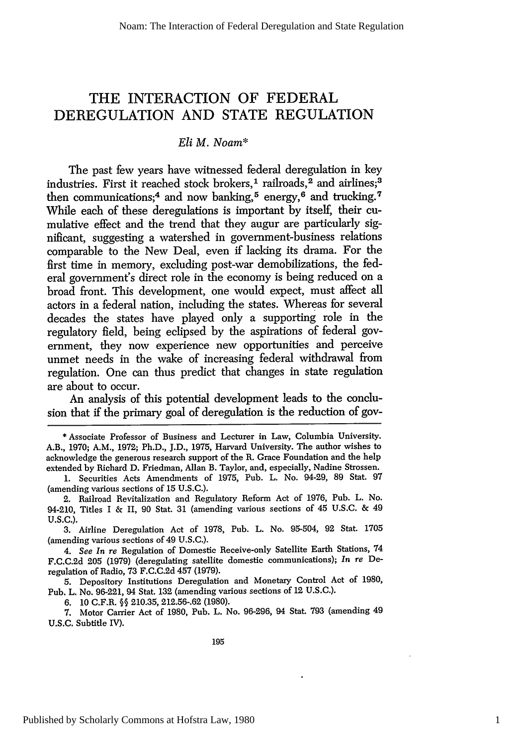# THE INTERACTION OF FEDERAL DEREGULATION AND STATE REGULATION

*Eli M. Noam**

The past few years have witnessed federal deregulation in key industries. First it reached stock brokers,[1] railroads,[2] and airlines;[3] then communications;[4] and now banking,[5] energy,[6] and trucking.[7] While each of these deregulations is important by itself, their cumulative effect and the trend that they augur are particularly significant, suggesting a watershed in government-business relations comparable to the New Deal, even if lacking its drama. For the first time in memory, excluding post-war demobilizations, the federal government's direct role in the economy is being reduced on a broad front. This development, one would expect, must affect all actors in a federal nation, including the states. Whereas for several decades the states have played only a supporting role in the regulatory field, being eclipsed by the aspirations of federal government, they now experience new opportunities and perceive unmet needs in the wake of increasing federal withdrawal from regulation. One can thus predict that changes in state regulation are about to occur.

An analysis of this potential development leads to the conclusion that if the primary goal of deregulation is the reduction of gov-

---

\* Associate Professor of Business and Lecturer in Law, Columbia University. A.B., 1970; A.M., 1972; Ph.D., J.D., 1975, Harvard University. The author wishes to acknowledge the generous research support of the R. Grace Foundation and the help extended by Richard D. Friedman, Allan B. Taylor, and, especially, Nadine Strossen.

1. Securities Acts Amendments of 1975, Pub. L. No. 94-29, 89 Stat. 97 (amending various sections of 15 U.S.C.).

2. Railroad Revitalization and Regulatory Reform Act of 1976, Pub. L. No. 94-210, Titles I & II, 90 Stat. 31 (amending various sections of 45 U.S.C. & 49 U.S.C.).

3. Airline Deregulation Act of 1978, Pub. L. No. 95-504, 92 Stat. 1705 (amending various sections of 49 U.S.C.).

4. *See In re* Regulation of Domestic Receive-only Satellite Earth Stations, 74 F.C.C.2d 205 (1979) (deregulating satellite domestic communications); *In re* Deregulation of Radio, 73 F.C.C.2d 457 (1979).

5. Depository Institutions Deregulation and Monetary Control Act of 1980, Pub. L. No. 96-221, 94 Stat. 132 (amending various sections of 12 U.S.C.).

6. 10 C.F.R. §§ 210.35, 212.56-.62 (1980).

7. Motor Carrier Act of 1980, Pub. L. No. 96-296, 94 Stat. 793 (amending 49 U.S.C. Subtitle IV).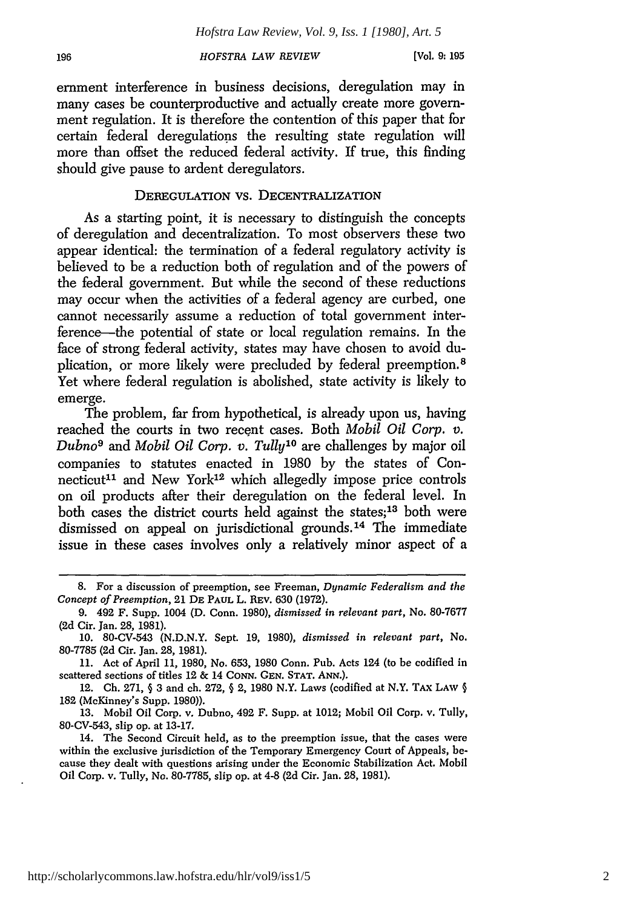ernment interference in business decisions, deregulation may in many cases be counterproductive and actually create more government regulation. It is therefore the contention of this paper that for certain federal deregulations the resulting state regulation will more than offset the reduced federal activity. If true, this finding should give pause to ardent deregulators.

## DEREGULATION VS. DECENTRALIZATION

As a starting point, it is necessary to distinguish the concepts of deregulation and decentralization. To most observers these two appear identical: the termination of a federal regulatory activity is believed to be a reduction both of regulation and of the powers of the federal government. But while the second of these reductions may occur when the activities of a federal agency are curbed, one cannot necessarily assume a reduction of total government interference—the potential of state or local regulation remains. In the face of strong federal activity, states may have chosen to avoid duplication, or more likely were precluded by federal preemption.[8] Yet where federal regulation is abolished, state activity is likely to emerge.

The problem, far from hypothetical, is already upon us, having reached the courts in two recent cases. Both *Mobil Oil Corp. v. Dubno*[9] and *Mobil Oil Corp. v. Tully*[10] are challenges by major oil companies to statutes enacted in 1980 by the states of Connecticut[11] and New York[12] which allegedly impose price controls on oil products after their deregulation on the federal level. In both cases the district courts held against the states;[13] both were dismissed on appeal on jurisdictional grounds.[14] The immediate issue in these cases involves only a relatively minor aspect of a

---

8. For a discussion of preemption, see Freeman, *Dynamic Federalism and the Concept of Preemption*, 21 DE PAUL L. REV. 630 (1972).

9. 492 F. Supp. 1004 (D. Conn. 1980), *dismissed in relevant part*, No. 80-7677 (2d Cir. Jan. 28, 1981).

10. 80-CV-543 (N.D.N.Y. Sept. 19, 1980), *dismissed in relevant part*, No. 80-7785 (2d Cir. Jan. 28, 1981).

11. Act of April 11, 1980, No. 653, 1980 Conn. Pub. Acts 124 (to be codified in scattered sections of titles 12 & 14 CONN. GEN. STAT. ANN.).

12. Ch. 271, § 3 and ch. 272, § 2, 1980 N.Y. Laws (codified at N.Y. TAX LAW § 182 (McKinney's Supp. 1980)).

13. Mobil Oil Corp. v. Dubno, 492 F. Supp. at 1012; Mobil Oil Corp. v. Tully, 80-CV-543, slip op. at 13-17.

14. The Second Circuit held, as to the preemption issue, that the cases were within the exclusive jurisdiction of the Temporary Emergency Court of Appeals, because they dealt with questions arising under the Economic Stabilization Act. Mobil Oil Corp. v. Tully, No. 80-7785, slip op. at 4-8 (2d Cir. Jan. 28, 1981).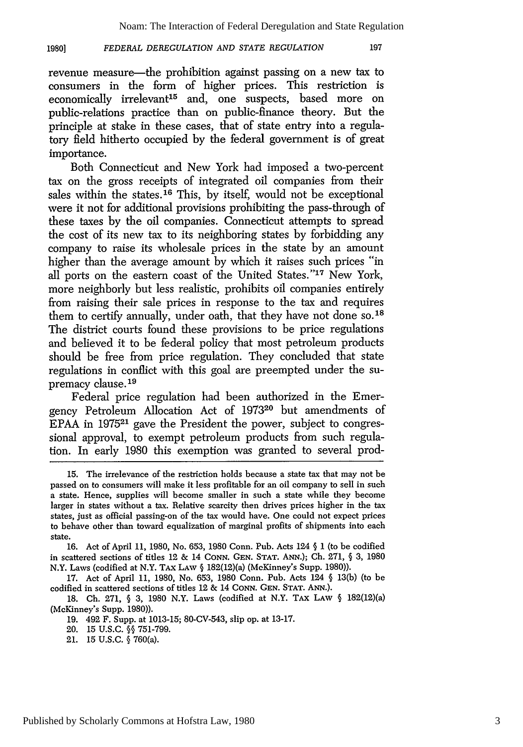revenue measure—the prohibition against passing on a new tax to consumers in the form of higher prices. This restriction is economically irrelevant[15] and, one suspects, based more on public-relations practice than on public-finance theory. But the principle at stake in these cases, that of state entry into a regulatory field hitherto occupied by the federal government is of great importance.

Both Connecticut and New York had imposed a two-percent tax on the gross receipts of integrated oil companies from their sales within the states.[16] This, by itself, would not be exceptional were it not for additional provisions prohibiting the pass-through of these taxes by the oil companies. Connecticut attempts to spread the cost of its new tax to its neighboring states by forbidding any company to raise its wholesale prices in the state by an amount higher than the average amount by which it raises such prices "in all ports on the eastern coast of the United States."[17] New York, more neighborly but less realistic, prohibits oil companies entirely from raising their sale prices in response to the tax and requires them to certify annually, under oath, that they have not done so.[18] The district courts found these provisions to be price regulations and believed it to be federal policy that most petroleum products should be free from price regulation. They concluded that state regulations in conflict with this goal are preempted under the supremacy clause.[19]

Federal price regulation had been authorized in the Emergency Petroleum Allocation Act of 1973[20] but amendments of EPAA in 1975[21] gave the President the power, subject to congressional approval, to exempt petroleum products from such regulation. In early 1980 this exemption was granted to several prod-

---

15. The irrelevance of the restriction holds because a state tax that may not be passed on to consumers will make it less profitable for an oil company to sell in such a state. Hence, supplies will become smaller in such a state while they become larger in states without a tax. Relative scarcity then drives prices higher in the tax states, just as official passing-on of the tax would have. One could not expect prices to behave other than toward equalization of marginal profits of shipments into each state.

16. Act of April 11, 1980, No. 653, 1980 Conn. Pub. Acts 124 § 1 (to be codified in scattered sections of titles 12 & 14 CONN. GEN. STAT. ANN.); Ch. 271, § 3, 1980 N.Y. Laws (codified at N.Y. TAX LAW § 182(12)(a) (McKinney's Supp. 1980)).

17. Act of April 11, 1980, No. 653, 1980 Conn. Pub. Acts 124 § 13(b) (to be codified in scattered sections of titles 12 & 14 CONN. GEN. STAT. ANN.).

18. Ch. 271, § 3, 1980 N.Y. Laws (codified at N.Y. TAX LAW § 182(12)(a) (McKinney's Supp. 1980)).

19. 492 F. Supp. at 1013-15; 80-CV-543, slip op. at 13-17.

20. 15 U.S.C. §§ 751-799.

21. 15 U.S.C. § 760(a).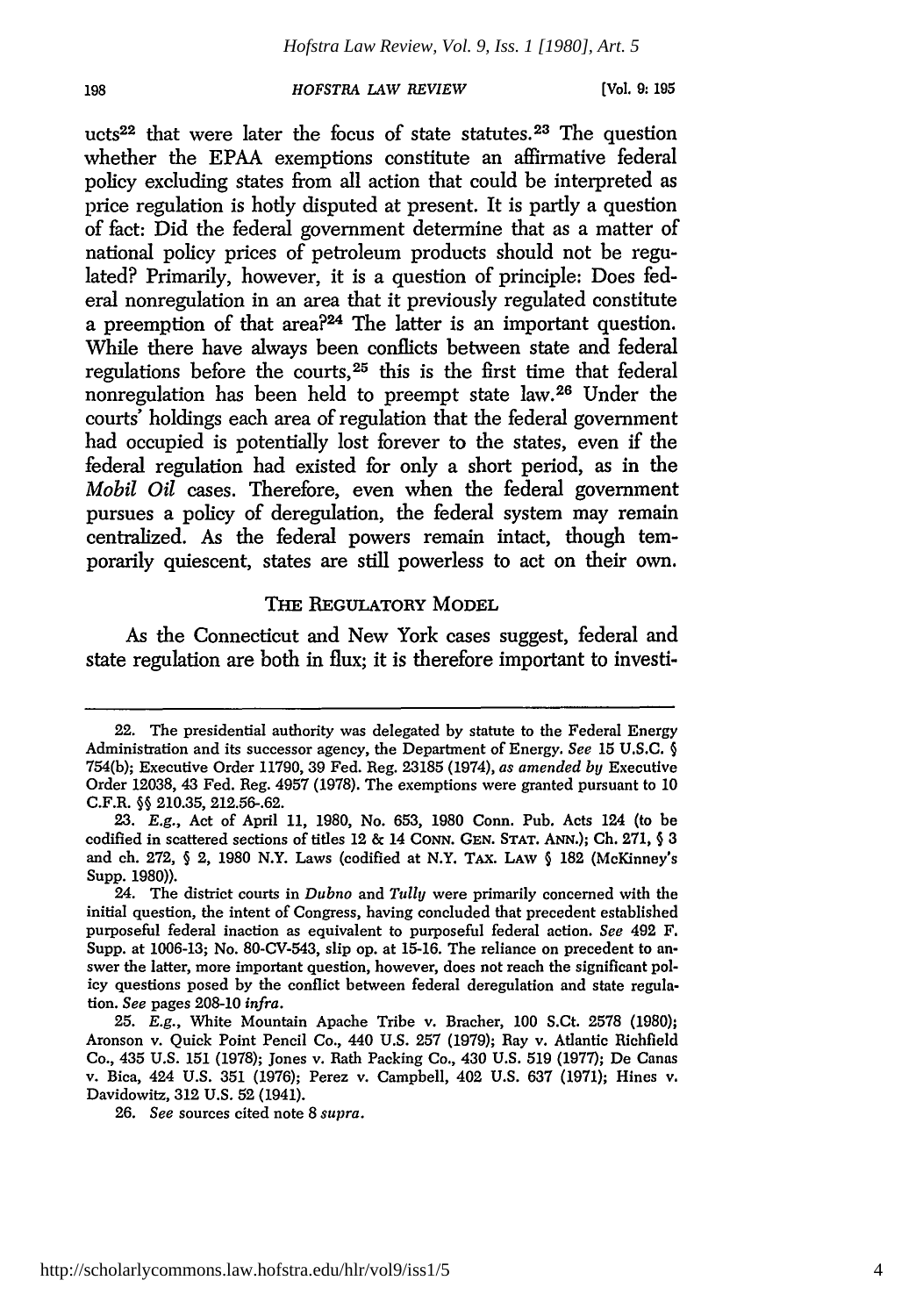ucts[22] that were later the focus of state statutes.[23] The question whether the EPAA exemptions constitute an affirmative federal policy excluding states from all action that could be interpreted as price regulation is hotly disputed at present. It is partly a question of fact: Did the federal government determine that as a matter of national policy prices of petroleum products should not be regulated? Primarily, however, it is a question of principle: Does federal nonregulation in an area that it previously regulated constitute a preemption of that area?[24] The latter is an important question. While there have always been conflicts between state and federal regulations before the courts,[25] this is the first time that federal nonregulation has been held to preempt state law.[26] Under the courts' holdings each area of regulation that the federal government had occupied is potentially lost forever to the states, even if the federal regulation had existed for only a short period, as in the *Mobil Oil* cases. Therefore, even when the federal government pursues a policy of deregulation, the federal system may remain centralized. As the federal powers remain intact, though temporarily quiescent, states are still powerless to act on their own.

## THE REGULATORY MODEL

As the Connecticut and New York cases suggest, federal and state regulation are both in flux; it is therefore important to investi-

---

22. The presidential authority was delegated by statute to the Federal Energy Administration and its successor agency, the Department of Energy. *See* 15 U.S.C. § 754(b); Executive Order 11790, 39 Fed. Reg. 23185 (1974), *as amended by* Executive Order 12038, 43 Fed. Reg. 4957 (1978). The exemptions were granted pursuant to 10 C.F.R. §§ 210.35, 212.56-.62.

23. *E.g.*, Act of April 11, 1980, No. 653, 1980 Conn. Pub. Acts 124 (to be codified in scattered sections of titles 12 & 14 CONN. GEN. STAT. ANN.); Ch. 271, § 3 and ch. 272, § 2, 1980 N.Y. Laws (codified at N.Y. TAX. LAW § 182 (McKinney's Supp. 1980)).

24. The district courts in *Dubno* and *Tully* were primarily concerned with the initial question, the intent of Congress, having concluded that precedent established purposeful federal inaction as equivalent to purposeful federal action. *See* 492 F. Supp. at 1006-13; No. 80-CV-543, slip op. at 15-16. The reliance on precedent to answer the latter, more important question, however, does not reach the significant policy questions posed by the conflict between federal deregulation and state regulation. *See* pages 208-10 *infra*.

25. *E.g.*, White Mountain Apache Tribe v. Bracher, 100 S.Ct. 2578 (1980); Aronson v. Quick Point Pencil Co., 440 U.S. 257 (1979); Ray v. Atlantic Richfield Co., 435 U.S. 151 (1978); Jones v. Rath Packing Co., 430 U.S. 519 (1977); De Canas v. Bica, 424 U.S. 351 (1976); Perez v. Campbell, 402 U.S. 637 (1971); Hines v. Davidowitz, 312 U.S. 52 (1941).

26. *See* sources cited note 8 *supra*.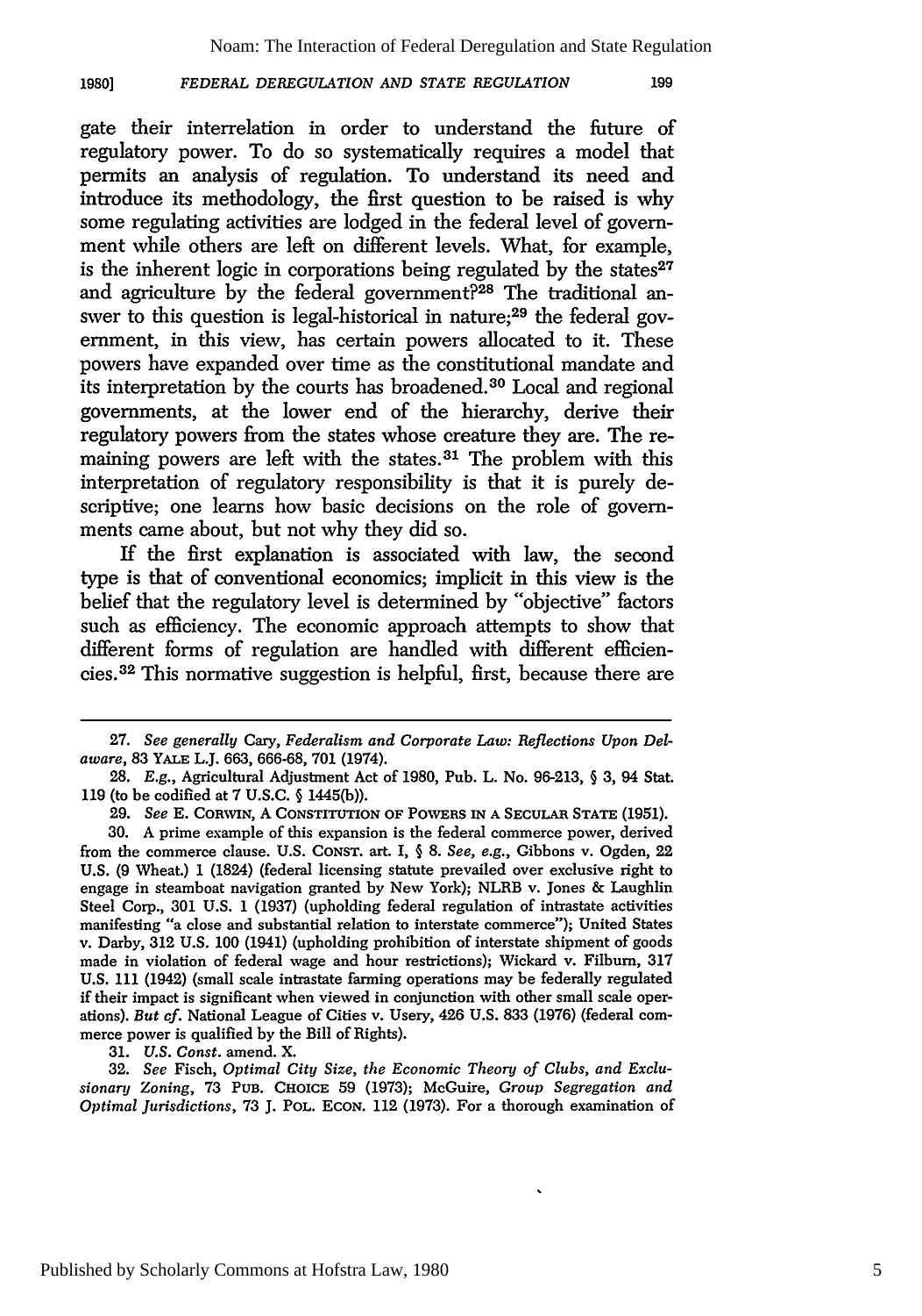gate their interrelation in order to understand the future of regulatory power. To do so systematically requires a model that permits an analysis of regulation. To understand its need and introduce its methodology, the first question to be raised is why some regulating activities are lodged in the federal level of government while others are left on different levels. What, for example, is the inherent logic in corporations being regulated by the states[27] and agriculture by the federal government?[28] The traditional answer to this question is legal-historical in nature;[29] the federal government, in this view, has certain powers allocated to it. These powers have expanded over time as the constitutional mandate and its interpretation by the courts has broadened.[30] Local and regional governments, at the lower end of the hierarchy, derive their regulatory powers from the states whose creature they are. The remaining powers are left with the states.[31] The problem with this interpretation of regulatory responsibility is that it is purely descriptive; one learns how basic decisions on the role of governments came about, but not why they did so.

If the first explanation is associated with law, the second type is that of conventional economics; implicit in this view is the belief that the regulatory level is determined by "objective" factors such as efficiency. The economic approach attempts to show that different forms of regulation are handled with different efficiencies.[32] This normative suggestion is helpful, first, because there are

---

27. *See generally* Cary, *Federalism and Corporate Law: Reflections Upon Delaware*, 83 YALE L.J. 663, 666-68, 701 (1974).

28. *E.g.*, Agricultural Adjustment Act of 1980, Pub. L. No. 96-213, § 3, 94 Stat. 119 (to be codified at 7 U.S.C. § 1445(b)).

29. *See* E. CORWIN, A CONSTITUTION OF POWERS IN A SECULAR STATE (1951).

30. A prime example of this expansion is the federal commerce power, derived from the commerce clause. U.S. CONST. art. I, § 8. *See, e.g.*, Gibbons v. Ogden, 22 U.S. (9 Wheat.) 1 (1824) (federal licensing statute prevailed over exclusive right to engage in steamboat navigation granted by New York); NLRB v. Jones & Laughlin Steel Corp., 301 U.S. 1 (1937) (upholding federal regulation of intrastate activities manifesting "a close and substantial relation to interstate commerce"); United States v. Darby, 312 U.S. 100 (1941) (upholding prohibition of interstate shipment of goods made in violation of federal wage and hour restrictions); Wickard v. Filburn, 317 U.S. 111 (1942) (small scale intrastate farming operations may be federally regulated if their impact is significant when viewed in conjunction with other small scale operations). *But cf.* National League of Cities v. Usery, 426 U.S. 833 (1976) (federal commerce power is qualified by the Bill of Rights).

31. *U.S. Const.* amend. X.

32. *See* Fisch, *Optimal City Size, the Economic Theory of Clubs, and Exclusionary Zoning*, 73 PUB. CHOICE 59 (1973); McGuire, *Group Segregation and Optimal Jurisdictions*, 73 J. POL. ECON. 112 (1973). For a thorough examination of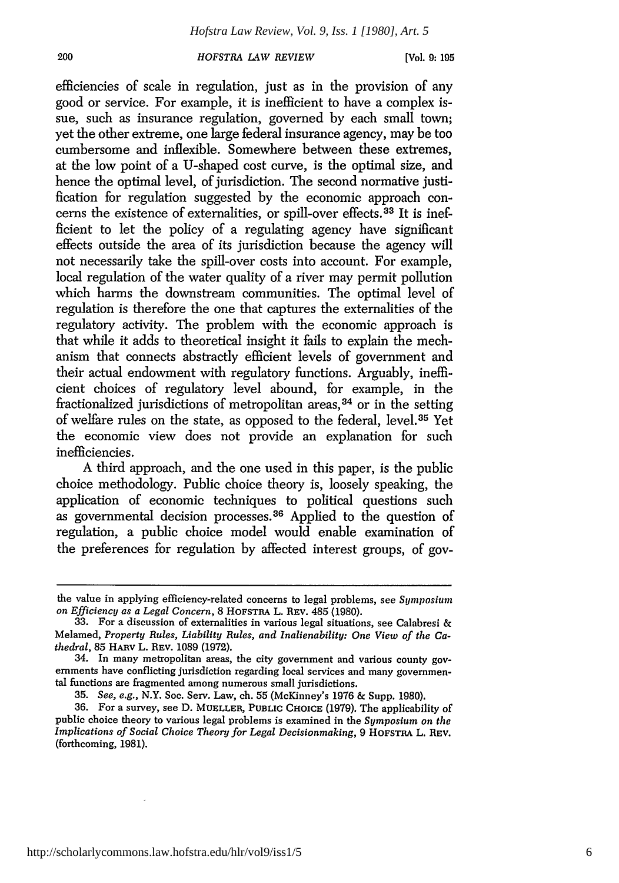efficiencies of scale in regulation, just as in the provision of any good or service. For example, it is inefficient to have a complex issue, such as insurance regulation, governed by each small town; yet the other extreme, one large federal insurance agency, may be too cumbersome and inflexible. Somewhere between these extremes, at the low point of a U-shaped cost curve, is the optimal size, and hence the optimal level, of jurisdiction. The second normative justification for regulation suggested by the economic approach concerns the existence of externalities, or spill-over effects.[33] It is inefficient to let the policy of a regulating agency have significant effects outside the area of its jurisdiction because the agency will not necessarily take the spill-over costs into account. For example, local regulation of the water quality of a river may permit pollution which harms the downstream communities. The optimal level of regulation is therefore the one that captures the externalities of the regulatory activity. The problem with the economic approach is that while it adds to theoretical insight it fails to explain the mechanism that connects abstractly efficient levels of government and their actual endowment with regulatory functions. Arguably, inefficient choices of regulatory level abound, for example, in the fractionalized jurisdictions of metropolitan areas,[34] or in the setting of welfare rules on the state, as opposed to the federal, level.[35] Yet the economic view does not provide an explanation for such inefficiencies.

A third approach, and the one used in this paper, is the public choice methodology. Public choice theory is, loosely speaking, the application of economic techniques to political questions such as governmental decision processes.[36] Applied to the question of regulation, a public choice model would enable examination of the preferences for regulation by affected interest groups, of gov-

---

the value in applying efficiency-related concerns to legal problems, see *Symposium on Efficiency as a Legal Concern*, 8 HOFSTRA L. REV. 485 (1980).

33. For a discussion of externalities in various legal situations, see Calabresi & Melamed, *Property Rules, Liability Rules, and Inalienability: One View of the Cathedral*, 85 HARV L. REV. 1089 (1972).

34. In many metropolitan areas, the city government and various county governments have conflicting jurisdiction regarding local services and many governmental functions are fragmented among numerous small jurisdictions.

35. *See, e.g.*, N.Y. Soc. Serv. Law, ch. 55 (McKinney's 1976 & Supp. 1980).

36. For a survey, see D. MUELLER, PUBLIC CHOICE (1979). The applicability of public choice theory to various legal problems is examined in the *Symposium on the Implications of Social Choice Theory for Legal Decisionmaking*, 9 HOFSTRA L. REV. (forthcoming, 1981).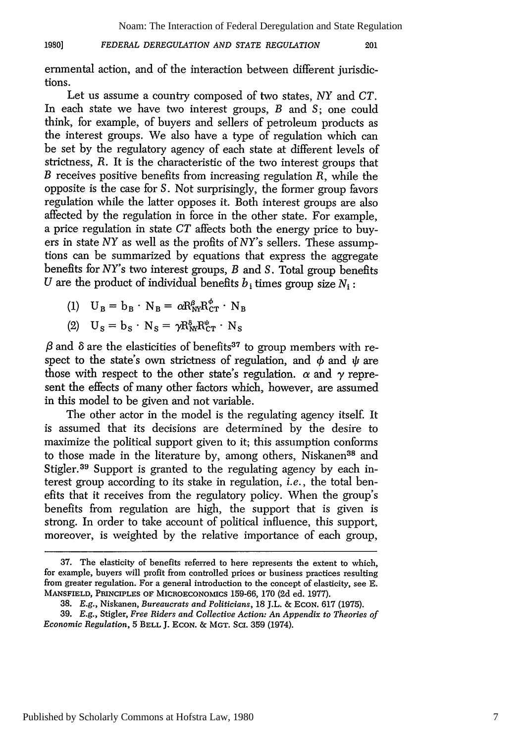ernmental action, and of the interaction between different jurisdictions.

Let us assume a country composed of two states, *NY* and *CT*. In each state we have two interest groups, *B* and *S*; one could think, for example, of buyers and sellers of petroleum products as the interest groups. We also have a type of regulation which can be set by the regulatory agency of each state at different levels of strictness, *R*. It is the characteristic of the two interest groups that *B* receives positive benefits from increasing regulation *R*, while the opposite is the case for *S*. Not surprisingly, the former group favors regulation while the latter opposes it. Both interest groups are also affected by the regulation in force in the other state. For example, a price regulation in state *CT* affects both the energy price to buyers in state *NY* as well as the profits of *NY*'s sellers. These assumptions can be summarized by equations that express the aggregate benefits for *NY*'s two interest groups, *B* and *S*. Total group benefits *U* are the product of individual benefits $b_i$ times group size $N_i$:

$$(1) \quad U_B = b_B \cdot N_B = \alpha R_{NY}^{\beta} R_{CT}^{\phi} \cdot N_B$$

$$(2) \quad U_S = b_S \cdot N_S = \gamma R_{NY}^{\delta} R_{CT}^{\psi} \cdot N_S$$

$\beta$ and $\delta$ are the elasticities of benefits[37] to group members with respect to the state's own strictness of regulation, and $\phi$ and $\psi$ are those with respect to the other state's regulation. $\alpha$ and $\gamma$ represent the effects of many other factors which, however, are assumed in this model to be given and not variable.

The other actor in the model is the regulating agency itself. It is assumed that its decisions are determined by the desire to maximize the political support given to it; this assumption conforms to those made in the literature by, among others, Niskanen[38] and Stigler.[39] Support is granted to the regulating agency by each interest group according to its stake in regulation, *i.e.*, the total benefits that it receives from the regulatory policy. When the group's benefits from regulation are high, the support that is given is strong. In order to take account of political influence, this support, moreover, is weighted by the relative importance of each group,

---

37. The elasticity of benefits referred to here represents the extent to which, for example, buyers will profit from controlled prices or business practices resulting from greater regulation. For a general introduction to the concept of elasticity, see E. MANSFIELD, PRINCIPLES OF MICROECONOMICS 159-66, 170 (2d ed. 1977).

38. *E.g.*, Niskanen, *Bureaucrats and Politicians*, 18 J.L. & ECON. 617 (1975).

39. *E.g.*, Stigler, *Free Riders and Collective Action: An Appendix to Theories of Economic Regulation*, 5 BELL J. ECON. & MGT. SCI. 359 (1974).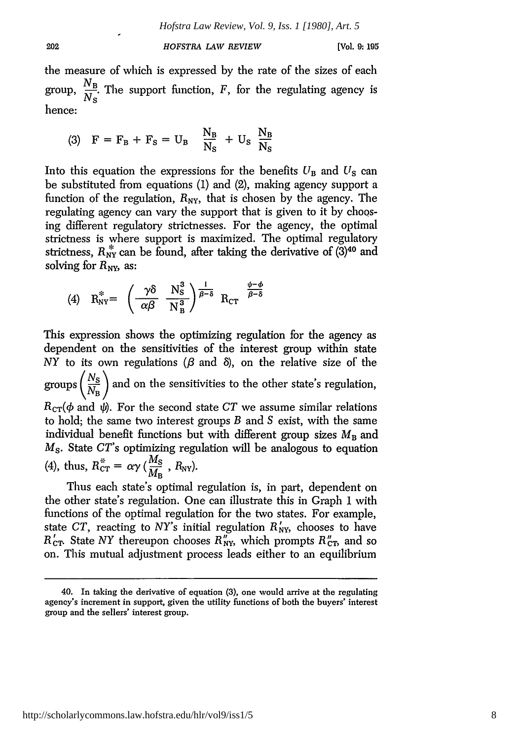the measure of which is expressed by the rate of the sizes of each group, $\frac{N_B}{N_S}$. The support function, $F$, for the regulating agency is hence:

$$(3) \quad F = F_B + F_S = U_B \frac{N_B}{N_S} + U_S \frac{N_B}{N_S}$$

Into this equation the expressions for the benefits $U_B$ and $U_S$ can be substituted from equations (1) and (2), making agency support a function of the regulation, $R_{NY}$, that is chosen by the agency. The regulating agency can vary the support that is given to it by choosing different regulatory strictnesses. For the agency, the optimal strictness is where support is maximized. The optimal regulatory strictness, $R^*_{NY}$ can be found, after taking the derivative of (3)[40] and solving for $R_{NY}$, as:

$$(4) \quad R^*_{NY} = \left( \frac{\gamma\delta}{\alpha\beta} \frac{N_S^3}{N_B^3} \right)^{\frac{1}{\beta-\delta}} R_{CT}^{\frac{\psi-\phi}{\beta-\delta}}$$

This expression shows the optimizing regulation for the agency as dependent on the sensitivities of the interest group within state *NY* to its own regulations ($\beta$ and $\delta$), on the relative size of the groups $\left(\frac{N_S}{N_B}\right)$ and on the sensitivities to the other state's regulation, $R_{CT}$($\phi$ and $\psi$). For the second state *CT* we assume similar relations to hold; the same two interest groups *B* and *S* exist, with the same individual benefit functions but with different group sizes $M_B$ and $M_S$. State *CT*'s optimizing regulation will be analogous to equation (4), thus, $R^*_{CT} = \alpha\gamma\left(\frac{M_S}{M_B}, R_{NY}\right)$.

Thus each state's optimal regulation is, in part, dependent on the other state's regulation. One can illustrate this in Graph 1 with functions of the optimal regulation for the two states. For example, state *CT*, reacting to *NY*'s initial regulation $R'_{NY}$, chooses to have $R'_{CT}$. State *NY* thereupon chooses $R''_{NY}$, which prompts $R''_{CT}$, and so on. This mutual adjustment process leads either to an equilibrium

---

40. In taking the derivative of equation (3), one would arrive at the regulating agency's increment in support, given the utility functions of both the buyers' interest group and the sellers' interest group.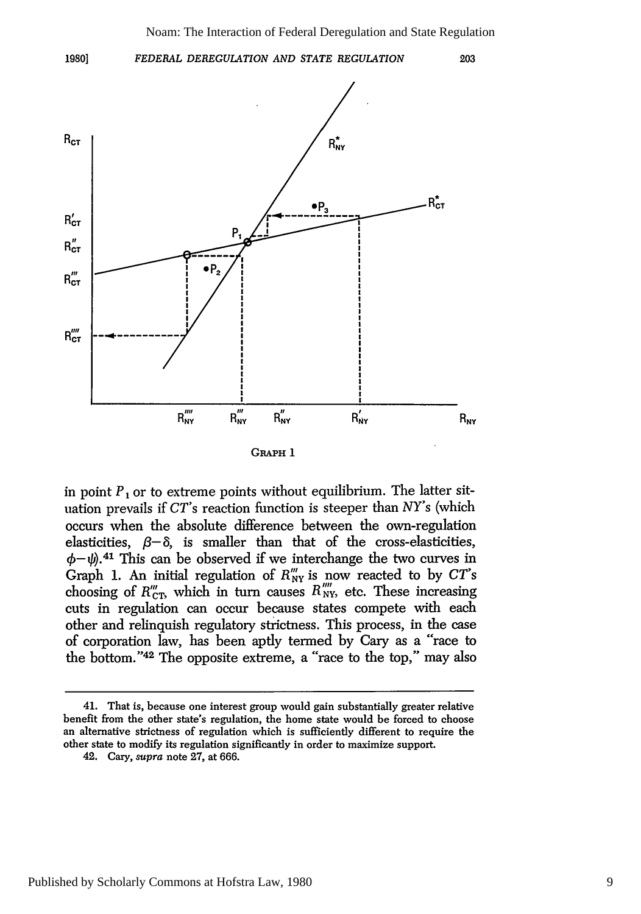GRAPH 1

in point $P_1$ or to extreme points without equilibrium. The latter situation prevails if *CT*'s reaction function is steeper than *NY*'s (which occurs when the absolute difference between the own-regulation elasticities, $\beta-\delta$, is smaller than that of the cross-elasticities, $\phi-\psi$).[41] This can be observed if we interchange the two curves in Graph 1. An initial regulation of $R'''_{NY}$ is now reacted to by *CT*'s choosing of $R'''_{CT}$, which in turn causes $R''''_{NY}$, etc. These increasing cuts in regulation can occur because states compete with each other and relinquish regulatory strictness. This process, in the case of corporation law, has been aptly termed by Cary as a "race to the bottom."[42] The opposite extreme, a "race to the top," may also

---

41. That is, because one interest group would gain substantially greater relative benefit from the other state's regulation, the home state would be forced to choose an alternative strictness of regulation which is sufficiently different to require the other state to modify its regulation significantly in order to maximize support.

42. Cary, *supra* note 27, at 666.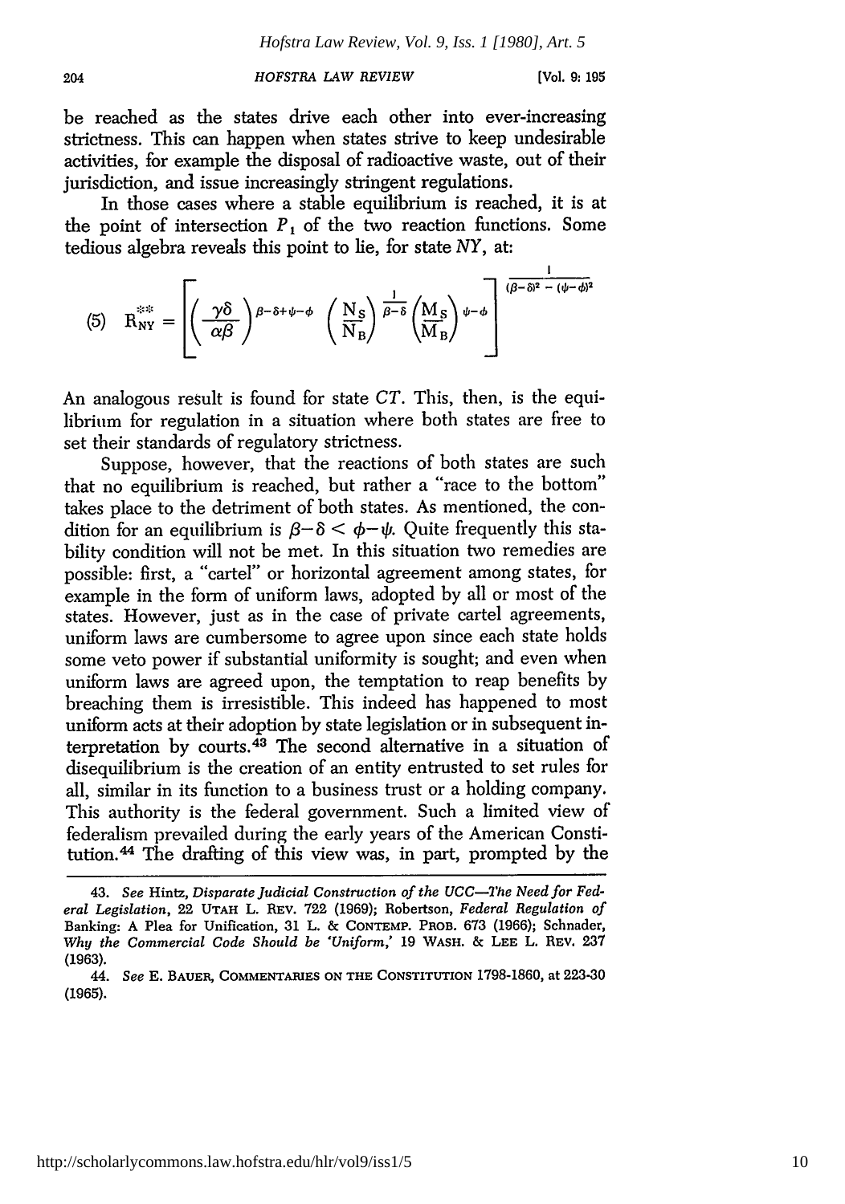be reached as the states drive each other into ever-increasing strictness. This can happen when states strive to keep undesirable activities, for example the disposal of radioactive waste, out of their jurisdiction, and issue increasingly stringent regulations.

In those cases where a stable equilibrium is reached, it is at the point of intersection $P_1$ of the two reaction functions. Some tedious algebra reveals this point to lie, for state *NY*, at:

$$(5) \quad R^{**}_{NY} = \left[ \left( \frac{\gamma\delta}{\alpha\beta} \right)^{\beta-\delta+\psi-\phi} \left( \frac{N_S}{N_B} \right)^{\frac{1}{\beta-\delta}} \left( \frac{M_S}{M_B} \right)^{\psi-\phi} \right]^{\frac{1}{(\beta-\delta)^2 - (\psi-\phi)^2}}$$

An analogous result is found for state *CT*. This, then, is the equilibrium for regulation in a situation where both states are free to set their standards of regulatory strictness.

Suppose, however, that the reactions of both states are such that no equilibrium is reached, but rather a "race to the bottom" takes place to the detriment of both states. As mentioned, the condition for an equilibrium is $\beta-\delta < \phi-\psi$. Quite frequently this stability condition will not be met. In this situation two remedies are possible: first, a "cartel" or horizontal agreement among states, for example in the form of uniform laws, adopted by all or most of the states. However, just as in the case of private cartel agreements, uniform laws are cumbersome to agree upon since each state holds some veto power if substantial uniformity is sought; and even when uniform laws are agreed upon, the temptation to reap benefits by breaching them is irresistible. This indeed has happened to most uniform acts at their adoption by state legislation or in subsequent interpretation by courts.[43] The second alternative in a situation of disequilibrium is the creation of an entity entrusted to set rules for all, similar in its function to a business trust or a holding company. This authority is the federal government. Such a limited view of federalism prevailed during the early years of the American Constitution.[44] The drafting of this view was, in part, prompted by the

---

43. *See* Hintz, *Disparate Judicial Construction of the UCC—The Need for Federal Legislation*, 22 UTAH L. REV. 722 (1969); Robertson, *Federal Regulation of* Banking: A Plea for Unification, 31 L. & CONTEMP. PROB. 673 (1966); Schnader, *Why the Commercial Code Should be 'Uniform,'* 19 WASH. & LEE L. REV. 237 (1963).

44. *See* E. BAUER, COMMENTARIES ON THE CONSTITUTION 1798-1860, at 223-30 (1965).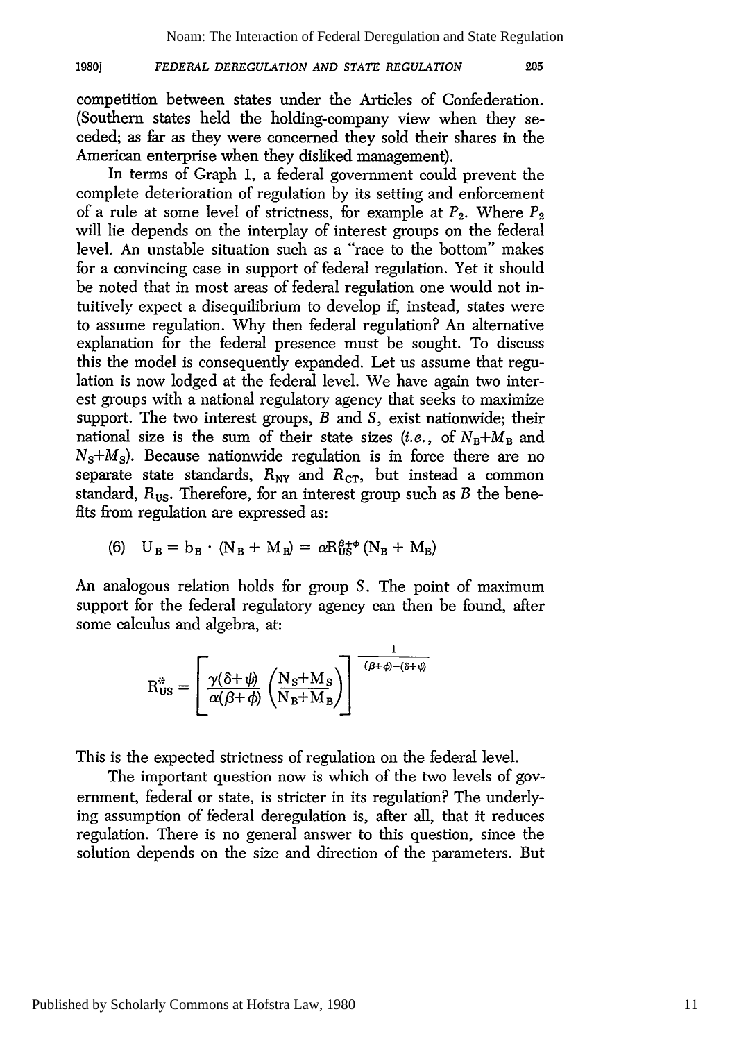competition between states under the Articles of Confederation. (Southern states held the holding-company view when they seceded; as far as they were concerned they sold their shares in the American enterprise when they disliked management).

In terms of Graph 1, a federal government could prevent the complete deterioration of regulation by its setting and enforcement of a rule at some level of strictness, for example at $P_2$. Where $P_2$ will lie depends on the interplay of interest groups on the federal level. An unstable situation such as a "race to the bottom" makes for a convincing case in support of federal regulation. Yet it should be noted that in most areas of federal regulation one would not intuitively expect a disequilibrium to develop if, instead, states were to assume regulation. Why then federal regulation? An alternative explanation for the federal presence must be sought. To discuss this the model is consequently expanded. Let us assume that regulation is now lodged at the federal level. We have again two interest groups with a national regulatory agency that seeks to maximize support. The two interest groups, $B$ and $S$, exist nationwide; their national size is the sum of their state sizes (*i.e.*, of $N_B+M_B$ and $N_S+M_S$). Because nationwide regulation is in force there are no separate state standards, $R_{NY}$ and $R_{CT}$, but instead a common standard, $R_{US}$. Therefore, for an interest group such as $B$ the benefits from regulation are expressed as:

$$(6) \quad U_B = b_B \cdot (N_B + M_B) = \alpha R_{US}^{\beta+\phi} (N_B + M_B)$$

An analogous relation holds for group $S$. The point of maximum support for the federal regulatory agency can then be found, after some calculus and algebra, at:

$$R_{US}^{*} = \left[ \frac{\gamma(\delta+\psi)}{\alpha(\beta+\phi)} \left( \frac{N_S+M_S}{N_B+M_B} \right) \right]^{\frac{1}{(\beta+\phi)-(\delta+\psi)}}$$

This is the expected strictness of regulation on the federal level.

The important question now is which of the two levels of government, federal or state, is stricter in its regulation? The underlying assumption of federal deregulation is, after all, that it reduces regulation. There is no general answer to this question, since the solution depends on the size and direction of the parameters. But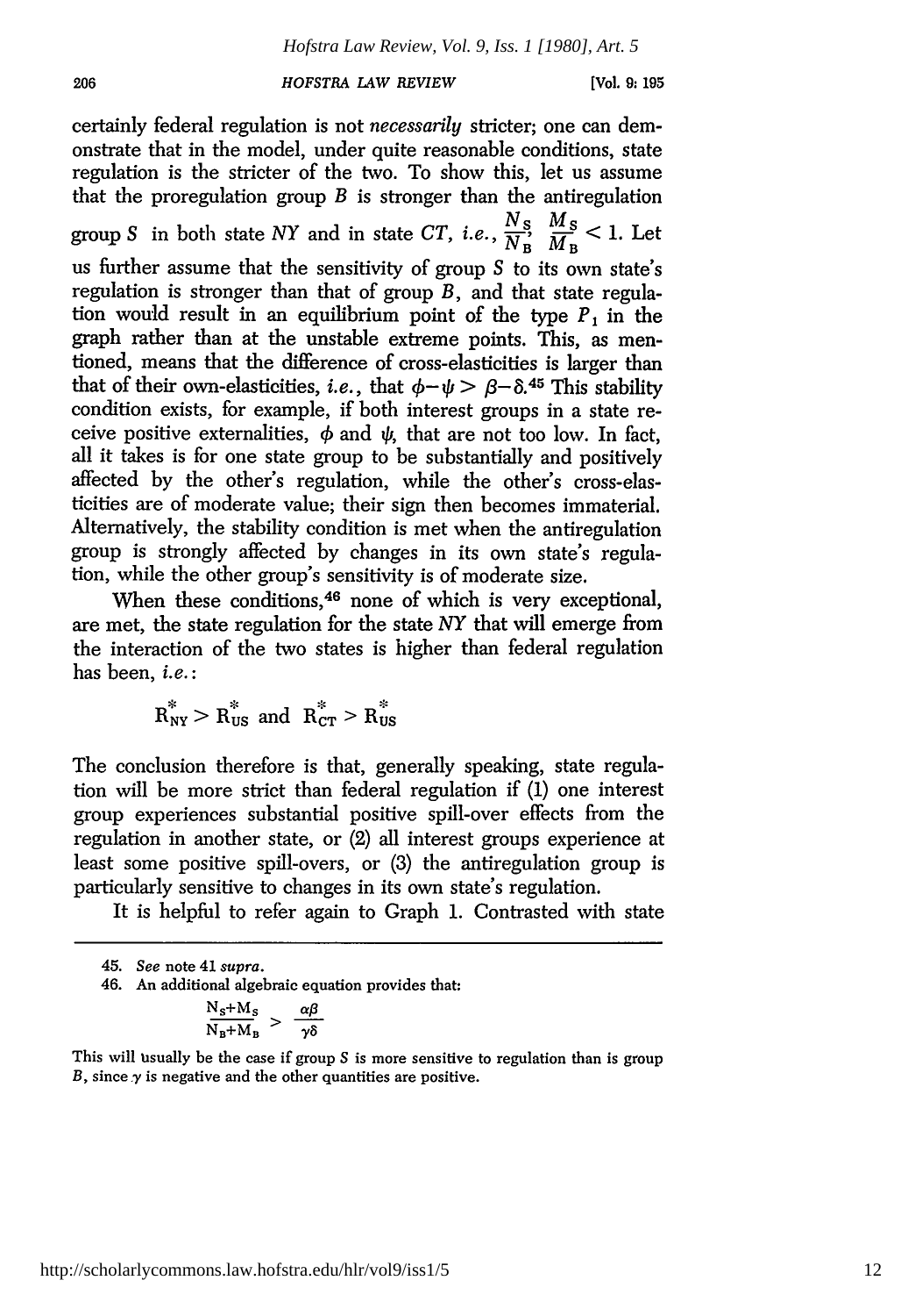certainly federal regulation is not *necessarily* stricter; one can demonstrate that in the model, under quite reasonable conditions, state regulation is the stricter of the two. To show this, let us assume that the proregulation group $B$ is stronger than the antiregulation group $S$ in both state *NY* and in state *CT*, *i.e.*, $\frac{N_S}{N_B}, \frac{M_S}{M_B} < 1$. Let us further assume that the sensitivity of group $S$ to its own state's regulation is stronger than that of group $B$, and that state regulation would result in an equilibrium point of the type $P_1$ in the graph rather than at the unstable extreme points. This, as mentioned, means that the difference of cross-elasticities is larger than that of their own-elasticities, *i.e.*, that $\phi - \psi > \beta - \delta$.[45] This stability condition exists, for example, if both interest groups in a state receive positive externalities, $\phi$ and $\psi$, that are not too low. In fact, all it takes is for one state group to be substantially and positively affected by the other's regulation, while the other's cross-elasticities are of moderate value; their sign then becomes immaterial. Alternatively, the stability condition is met when the antiregulation group is strongly affected by changes in its own state's regulation, while the other group's sensitivity is of moderate size.

When these conditions,[46] none of which is very exceptional, are met, the state regulation for the state *NY* that will emerge from the interaction of the two states is higher than federal regulation has been, *i.e.*:

$$R^*_{NY} > R^*_{US} \text{ and } R^*_{CT} > R^*_{US}$$

The conclusion therefore is that, generally speaking, state regulation will be more strict than federal regulation if (1) one interest group experiences substantial positive spill-over effects from the regulation in another state, or (2) all interest groups experience at least some positive spill-overs, or (3) the antiregulation group is particularly sensitive to changes in its own state's regulation.

It is helpful to refer again to Graph 1. Contrasted with state

---

45. *See* note 41 *supra*.

46. An additional algebraic equation provides that:

$$\frac{N_S + M_S}{N_B + M_B} > \frac{\alpha\beta}{\gamma\delta}$$

This will usually be the case if group $S$ is more sensitive to regulation than is group $B$, since $\gamma$ is negative and the other quantities are positive.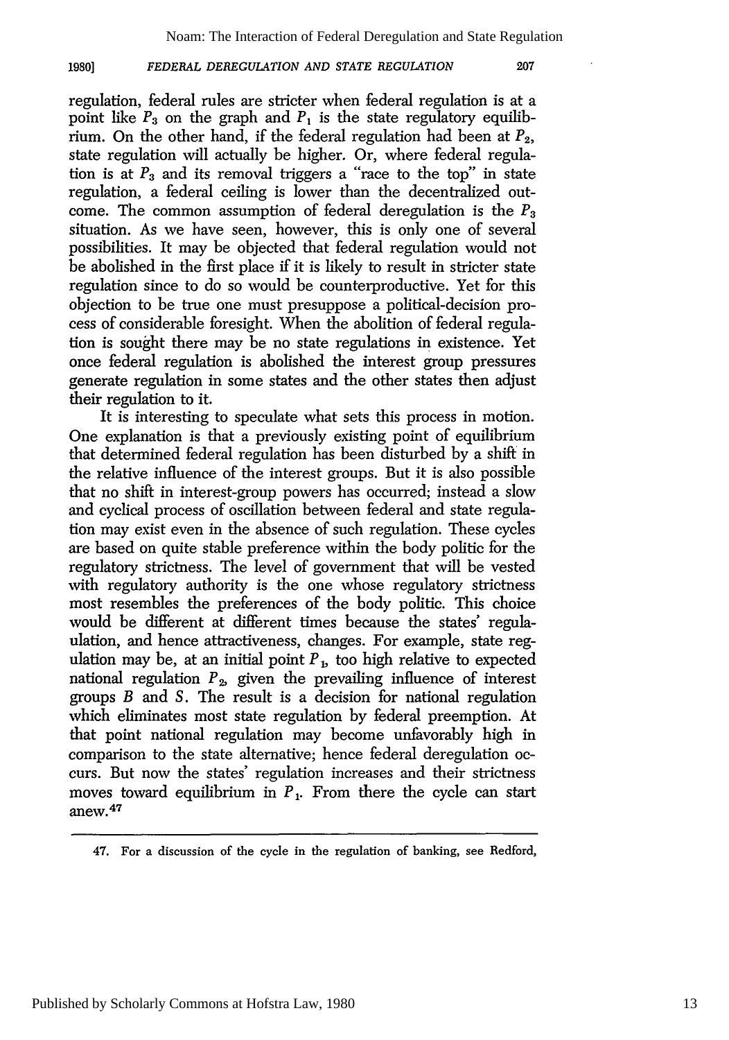regulation, federal rules are stricter when federal regulation is at a point like $P_3$ on the graph and $P_1$ is the state regulatory equilibrium. On the other hand, if the federal regulation had been at $P_2$, state regulation will actually be higher. Or, where federal regulation is at $P_3$ and its removal triggers a "race to the top" in state regulation, a federal ceiling is lower than the decentralized outcome. The common assumption of federal deregulation is the $P_3$ situation. As we have seen, however, this is only one of several possibilities. It may be objected that federal regulation would not be abolished in the first place if it is likely to result in stricter state regulation since to do so would be counterproductive. Yet for this objection to be true one must presuppose a political-decision process of considerable foresight. When the abolition of federal regulation is sought there may be no state regulations in existence. Yet once federal regulation is abolished the interest group pressures generate regulation in some states and the other states then adjust their regulation to it.

It is interesting to speculate what sets this process in motion. One explanation is that a previously existing point of equilibrium that determined federal regulation has been disturbed by a shift in the relative influence of the interest groups. But it is also possible that no shift in interest-group powers has occurred; instead a slow and cyclical process of oscillation between federal and state regulation may exist even in the absence of such regulation. These cycles are based on quite stable preference within the body politic for the regulatory strictness. The level of government that will be vested with regulatory authority is the one whose regulatory strictness most resembles the preferences of the body politic. This choice would be different at different times because the states' regulaulation, and hence attractiveness, changes. For example, state regulation may be, at an initial point $P_1$, too high relative to expected national regulation $P_2$, given the prevailing influence of interest groups $B$ and $S$. The result is a decision for national regulation which eliminates most state regulation by federal preemption. At that point national regulation may become unfavorably high in comparison to the state alternative; hence federal deregulation occurs. But now the states' regulation increases and their strictness moves toward equilibrium in $P_1$. From there the cycle can start anew.[47]

---

47. For a discussion of the cycle in the regulation of banking, see Redford,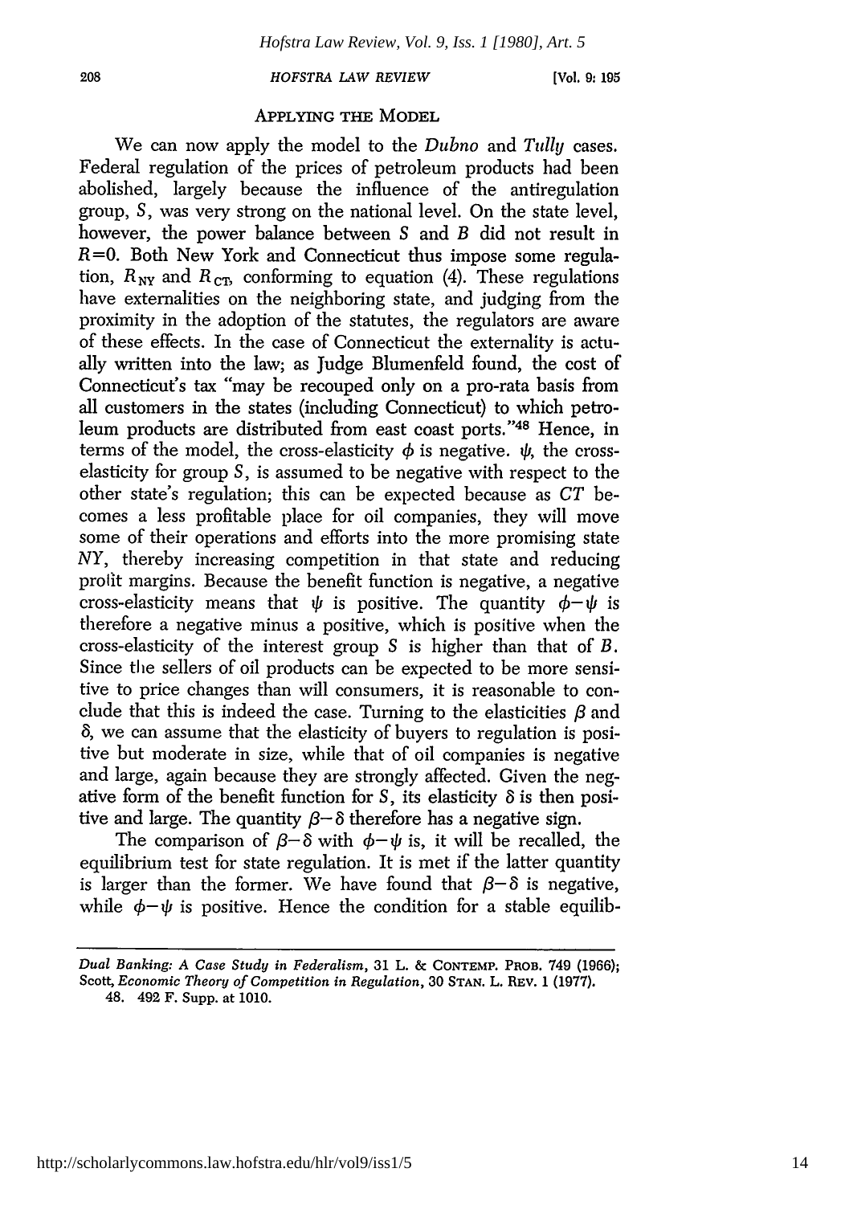## APPLYING THE MODEL

We can now apply the model to the *Dubno* and *Tully* cases. Federal regulation of the prices of petroleum products had been abolished, largely because the influence of the antiregulation group, $S$, was very strong on the national level. On the state level, however, the power balance between $S$ and $B$ did not result in $R=0$. Both New York and Connecticut thus impose some regulation, $R_{NY}$ and $R_{CT}$, conforming to equation (4). These regulations have externalities on the neighboring state, and judging from the proximity in the adoption of the statutes, the regulators are aware of these effects. In the case of Connecticut the externality is actually written into the law; as Judge Blumenfeld found, the cost of Connecticut's tax "may be recouped only on a pro-rata basis from all customers in the states (including Connecticut) to which petroleum products are distributed from east coast ports."[48] Hence, in terms of the model, the cross-elasticity $\phi$ is negative. $\psi$, the cross-elasticity for group $S$, is assumed to be negative with respect to the other state's regulation; this can be expected because as $CT$ becomes a less profitable place for oil companies, they will move some of their operations and efforts into the more promising state $NY$, thereby increasing competition in that state and reducing profit margins. Because the benefit function is negative, a negative cross-elasticity means that $\psi$ is positive. The quantity $\phi-\psi$ is therefore a negative minus a positive, which is positive when the cross-elasticity of the interest group $S$ is higher than that of $B$. Since the sellers of oil products can be expected to be more sensitive to price changes than will consumers, it is reasonable to conclude that this is indeed the case. Turning to the elasticities $\beta$ and $\delta$, we can assume that the elasticity of buyers to regulation is positive but moderate in size, while that of oil companies is negative and large, again because they are strongly affected. Given the negative form of the benefit function for $S$, its elasticity $\delta$ is then positive and large. The quantity $\beta-\delta$ therefore has a negative sign.

The comparison of $\beta-\delta$ with $\phi-\psi$ is, it will be recalled, the equilibrium test for state regulation. It is met if the latter quantity is larger than the former. We have found that $\beta-\delta$ is negative, while $\phi-\psi$ is positive. Hence the condition for a stable equilib-

---

*Dual Banking: A Case Study in Federalism*, 31 L. & CONTEMP. PROB. 749 (1966); Scott, *Economic Theory of Competition in Regulation*, 30 STAN. L. REV. 1 (1977).

48. 492 F. Supp. at 1010.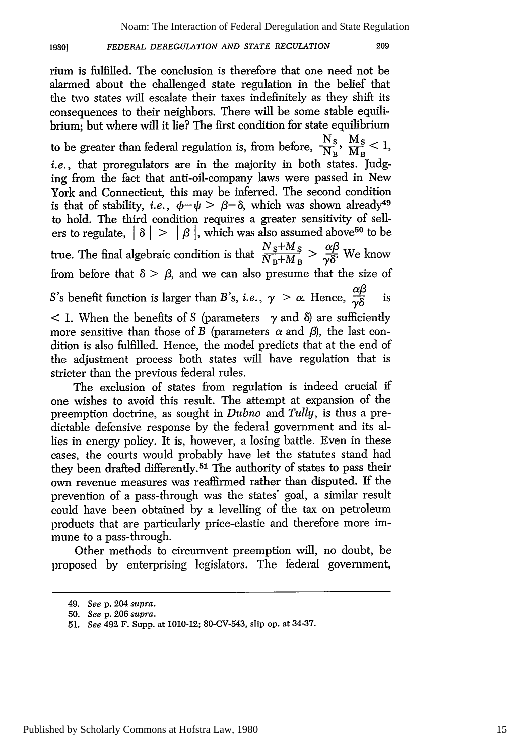rium is fulfilled. The conclusion is therefore that one need not be alarmed about the challenged state regulation in the belief that the two states will escalate their taxes indefinitely as they shift its consequences to their neighbors. There will be some stable equilibrium; but where will it lie? The first condition for state equilibrium to be greater than federal regulation is, from before, $\frac{N_S}{N_B}, \frac{M_S}{M_B} < 1$, *i.e.*, that proregulators are in the majority in both states. Judging from the fact that anti-oil-company laws were passed in New York and Connecticut, this may be inferred. The second condition is that of stability, *i.e.*, $\phi - \psi > \beta - \delta$, which was shown already[49] to hold. The third condition requires a greater sensitivity of sellers to regulate, $|\delta| > |\beta|$, which was also assumed above[50] to be true. The final algebraic condition is that $\frac{N_S + M_S}{N_B + M_B} > \frac{\alpha\beta}{\gamma\delta}$. We know from before that $\delta > \beta$, and we can also presume that the size of $S$'s benefit function is larger than $B$'s, *i.e.*, $\gamma > \alpha$. Hence, $\frac{\alpha\beta}{\gamma\delta}$ is $< 1$. When the benefits of $S$ (parameters $\gamma$ and $\delta$) are sufficiently more sensitive than those of $B$ (parameters $\alpha$ and $\beta$), the last condition is also fulfilled. Hence, the model predicts that at the end of the adjustment process both states will have regulation that is stricter than the previous federal rules.

The exclusion of states from regulation is indeed crucial if one wishes to avoid this result. The attempt at expansion of the preemption doctrine, as sought in *Dubno* and *Tully*, is thus a predictable defensive response by the federal government and its allies in energy policy. It is, however, a losing battle. Even in these cases, the courts would probably have let the statutes stand had they been drafted differently.[51] The authority of states to pass their own revenue measures was reaffirmed rather than disputed. If the prevention of a pass-through was the states' goal, a similar result could have been obtained by a levelling of the tax on petroleum products that are particularly price-elastic and therefore more immune to a pass-through.

Other methods to circumvent preemption will, no doubt, be proposed by enterprising legislators. The federal government,

---

49. *See* p. 204 *supra*.

50. *See* p. 206 *supra*.

51. *See* 492 F. Supp. at 1010-12; 80-CV-543, slip op. at 34-37.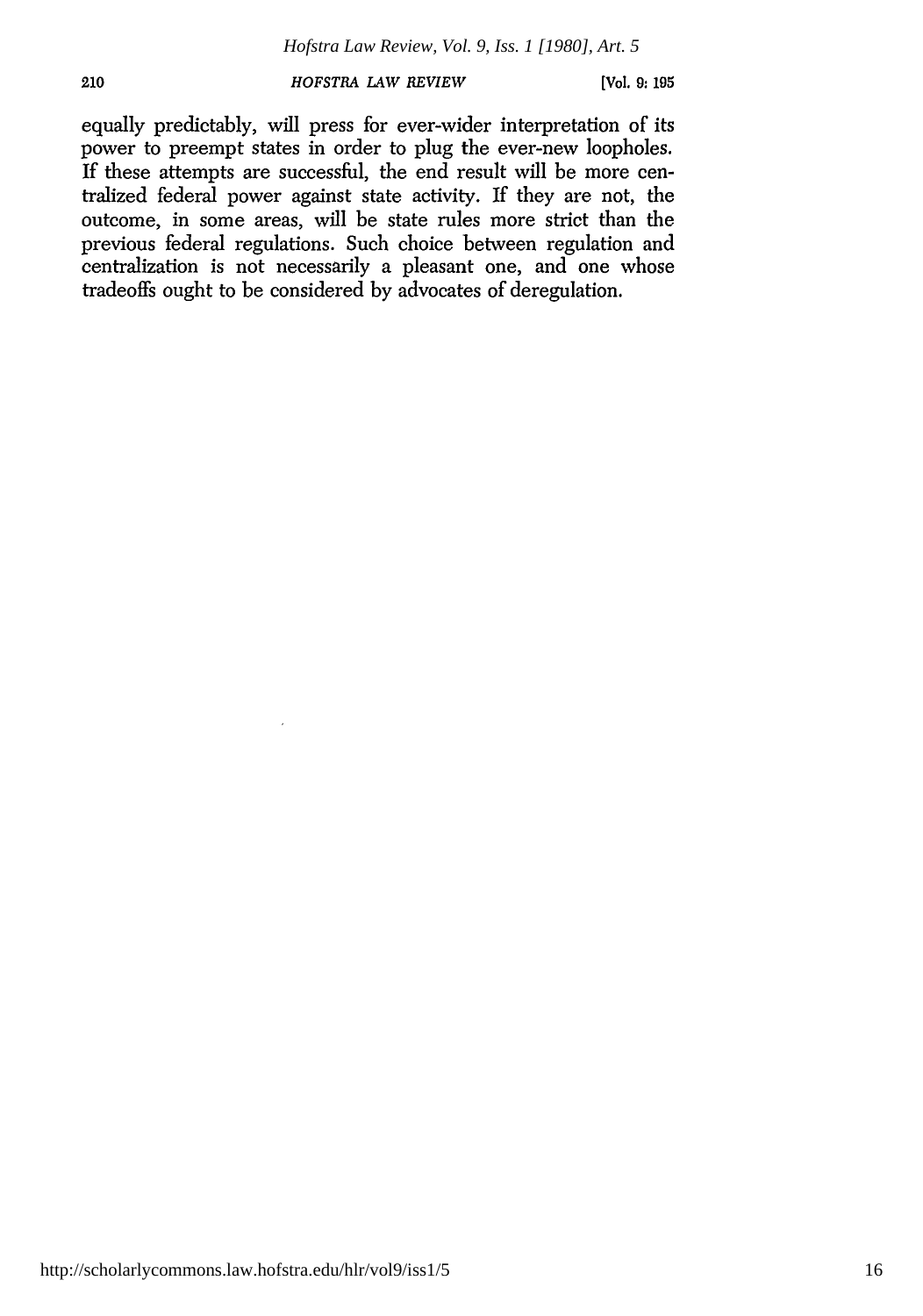equally predictably, will press for ever-wider interpretation of its power to preempt states in order to plug the ever-new loopholes. If these attempts are successful, the end result will be more centralized federal power against state activity. If they are not, the outcome, in some areas, will be state rules more strict than the previous federal regulations. Such choice between regulation and centralization is not necessarily a pleasant one, and one whose tradeoffs ought to be considered by advocates of deregulation.